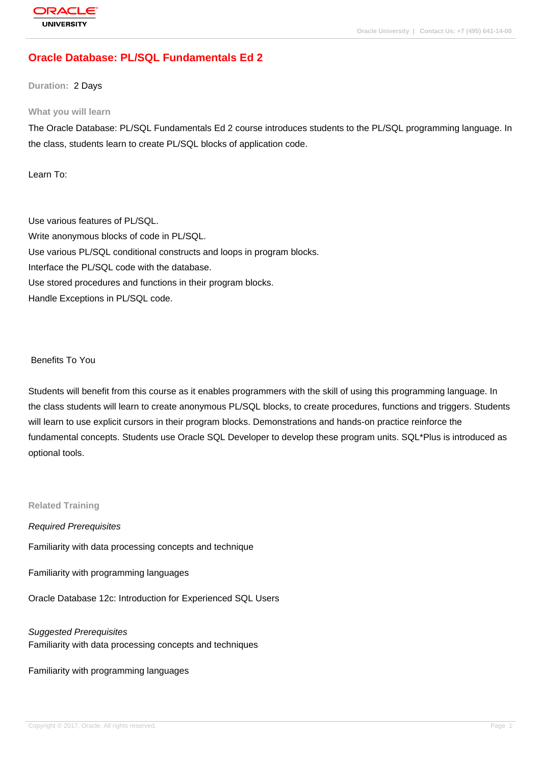# Oracle Database: PL/SQL Fundamentals Ed 2

**Duration:** 2 Days

## What you will learn

The Oracle Database: PL/SQL Fundamentals Ed 2 course introduces students to the PL/SQL programming language. In the class, students learn to create PL/SQL blocks of application code.

Learn To:

Use various features of PL/SQL.
Write anonymous blocks of code in PL/SQL.
Use various PL/SQL conditional constructs and loops in program blocks.
Interface the PL/SQL code with the database.
Use stored procedures and functions in their program blocks.
Handle Exceptions in PL/SQL code.

Benefits To You

Students will benefit from this course as it enables programmers with the skill of using this programming language. In the class students will learn to create anonymous PL/SQL blocks, to create procedures, functions and triggers. Students will learn to use explicit cursors in their program blocks. Demonstrations and hands-on practice reinforce the fundamental concepts. Students use Oracle SQL Developer to develop these program units. SQL*Plus is introduced as optional tools.

## Related Training

*Required Prerequisites*

Familiarity with data processing concepts and technique

Familiarity with programming languages

Oracle Database 12c: Introduction for Experienced SQL Users

*Suggested Prerequisites*

Familiarity with data processing concepts and techniques

Familiarity with programming languages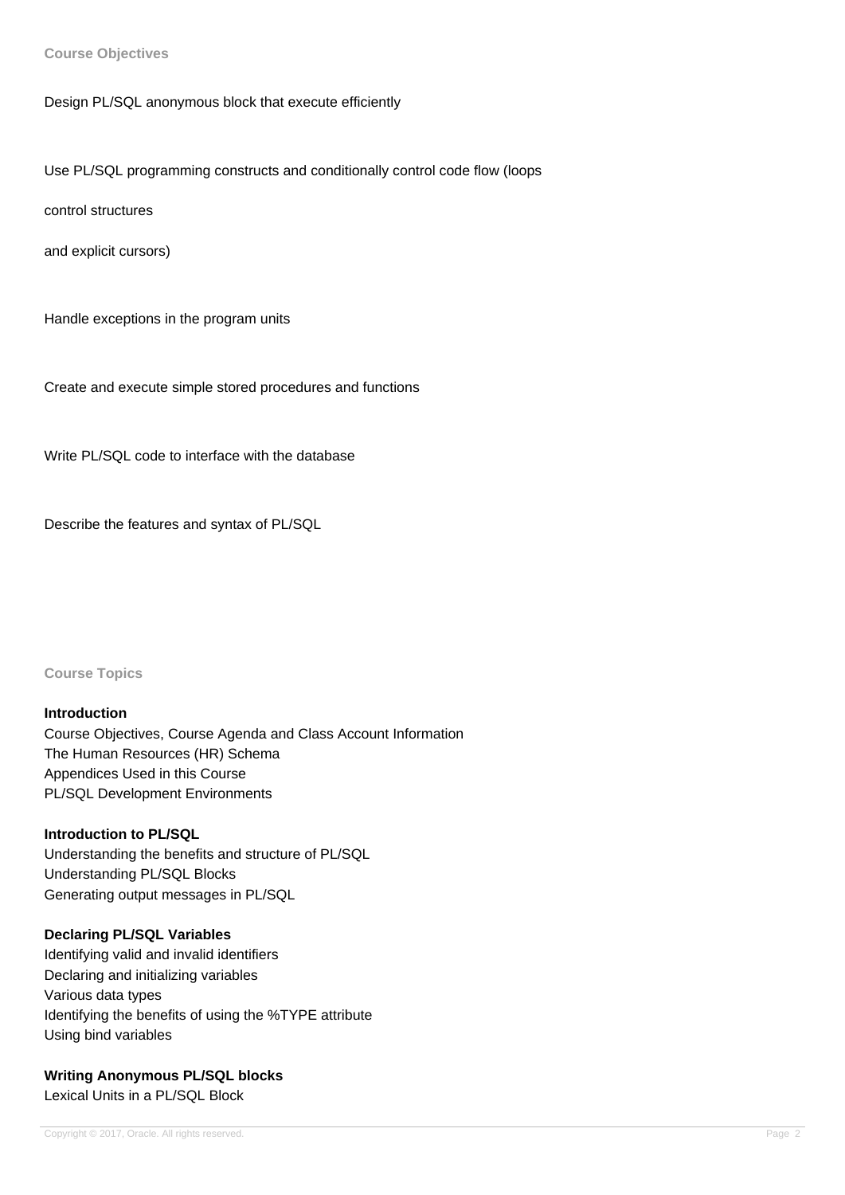## Course Objectives

Design PL/SQL anonymous block that execute efficiently

Use PL/SQL programming constructs and conditionally control code flow (loops

control structures

and explicit cursors)

Handle exceptions in the program units

Create and execute simple stored procedures and functions

Write PL/SQL code to interface with the database

Describe the features and syntax of PL/SQL

## Course Topics

**Introduction**
Course Objectives, Course Agenda and Class Account Information
The Human Resources (HR) Schema
Appendices Used in this Course
PL/SQL Development Environments

**Introduction to PL/SQL**
Understanding the benefits and structure of PL/SQL
Understanding PL/SQL Blocks
Generating output messages in PL/SQL

**Declaring PL/SQL Variables**
Identifying valid and invalid identifiers
Declaring and initializing variables
Various data types
Identifying the benefits of using the %TYPE attribute
Using bind variables

**Writing Anonymous PL/SQL blocks**
Lexical Units in a PL/SQL Block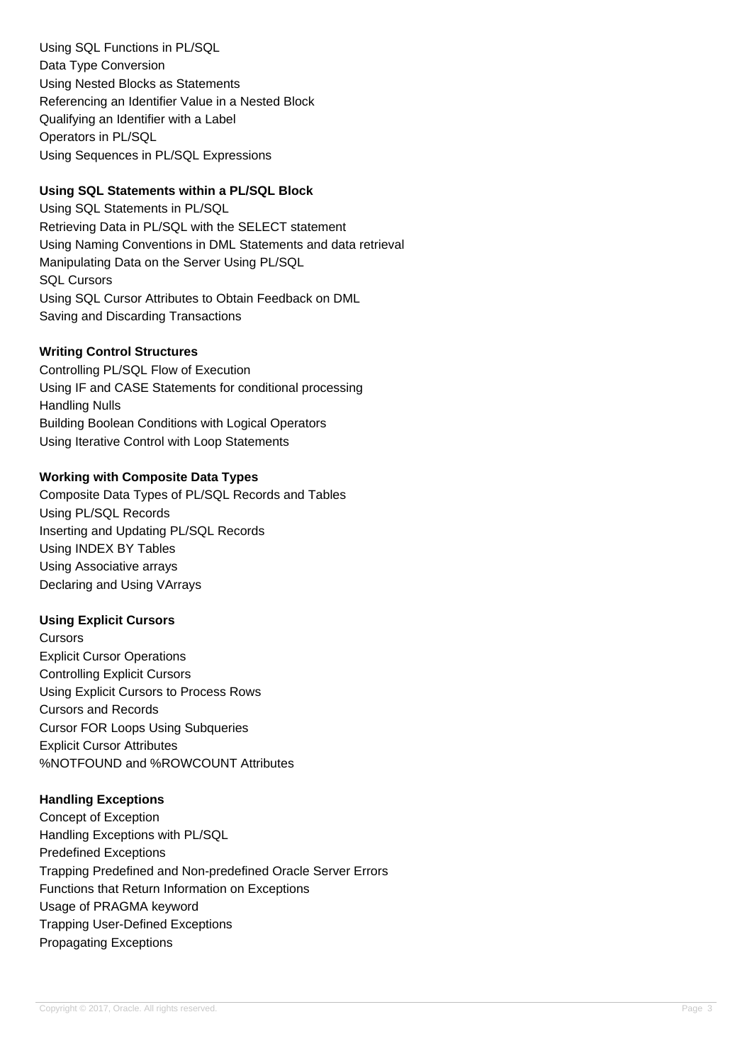Using SQL Functions in PL/SQL
Data Type Conversion
Using Nested Blocks as Statements
Referencing an Identifier Value in a Nested Block
Qualifying an Identifier with a Label
Operators in PL/SQL
Using Sequences in PL/SQL Expressions

**Using SQL Statements within a PL/SQL Block**

Using SQL Statements in PL/SQL
Retrieving Data in PL/SQL with the SELECT statement
Using Naming Conventions in DML Statements and data retrieval
Manipulating Data on the Server Using PL/SQL
SQL Cursors
Using SQL Cursor Attributes to Obtain Feedback on DML
Saving and Discarding Transactions

**Writing Control Structures**

Controlling PL/SQL Flow of Execution
Using IF and CASE Statements for conditional processing
Handling Nulls
Building Boolean Conditions with Logical Operators
Using Iterative Control with Loop Statements

**Working with Composite Data Types**

Composite Data Types of PL/SQL Records and Tables
Using PL/SQL Records
Inserting and Updating PL/SQL Records
Using INDEX BY Tables
Using Associative arrays
Declaring and Using VArrays

**Using Explicit Cursors**

Cursors
Explicit Cursor Operations
Controlling Explicit Cursors
Using Explicit Cursors to Process Rows
Cursors and Records
Cursor FOR Loops Using Subqueries
Explicit Cursor Attributes
%NOTFOUND and %ROWCOUNT Attributes

**Handling Exceptions**

Concept of Exception
Handling Exceptions with PL/SQL
Predefined Exceptions
Trapping Predefined and Non-predefined Oracle Server Errors
Functions that Return Information on Exceptions
Usage of PRAGMA keyword
Trapping User-Defined Exceptions
Propagating Exceptions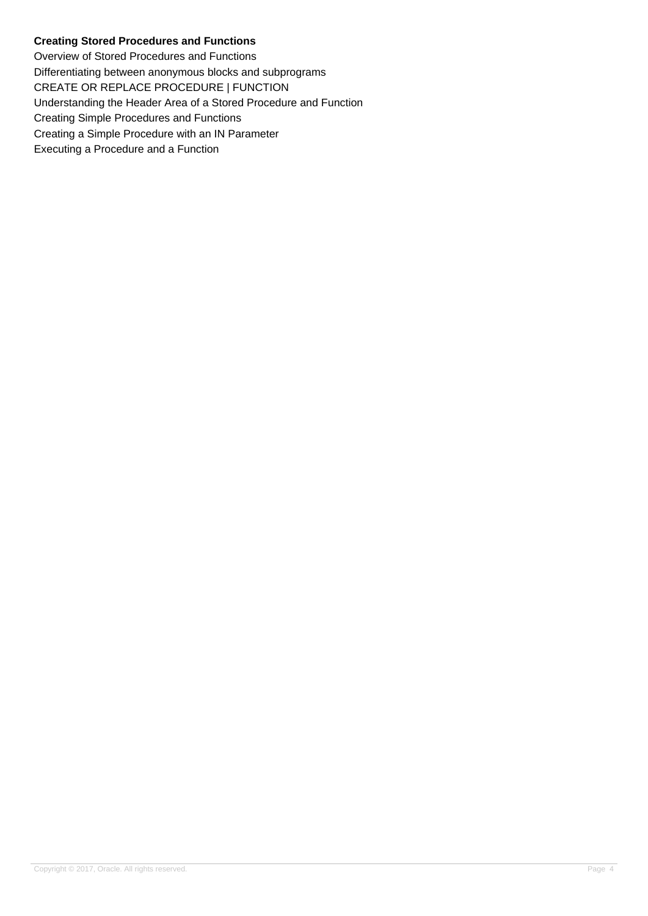**Creating Stored Procedures and Functions**

Overview of Stored Procedures and Functions

Differentiating between anonymous blocks and subprograms

CREATE OR REPLACE PROCEDURE | FUNCTION

Understanding the Header Area of a Stored Procedure and Function

Creating Simple Procedures and Functions

Creating a Simple Procedure with an IN Parameter

Executing a Procedure and a Function